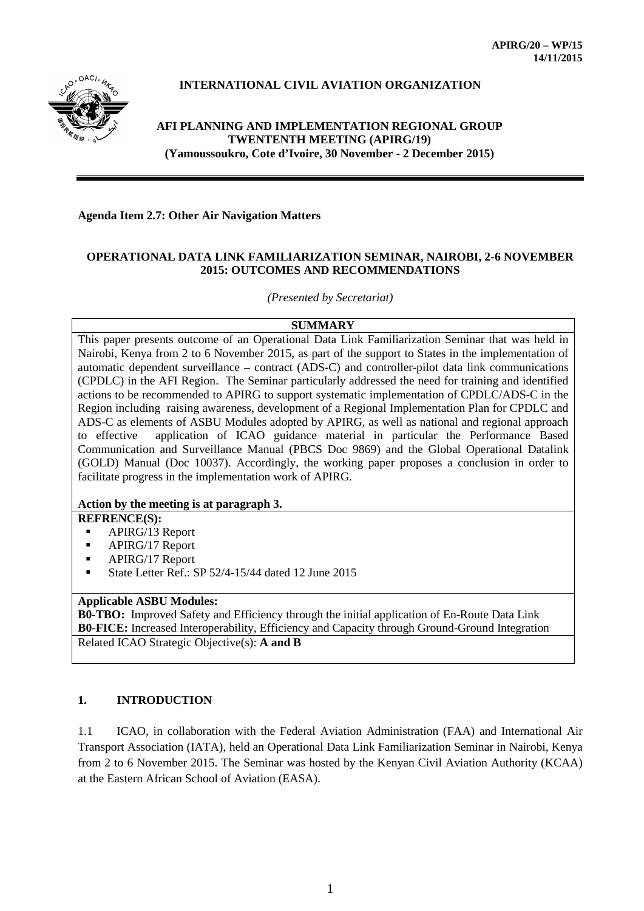**APIRG/20 – WP/15**
**14/11/2015**

**INTERNATIONAL CIVIL AVIATION ORGANIZATION**

**AFI PLANNING AND IMPLEMENTATION REGIONAL GROUP**
**TWENTENTH MEETING (APIRG/19)**
**(Yamoussoukro, Cote d'Ivoire, 30 November - 2 December 2015)**

---

**Agenda Item 2.7: Other Air Navigation Matters**

**OPERATIONAL DATA LINK FAMILIARIZATION SEMINAR, NAIROBI, 2-6 NOVEMBER 2015: OUTCOMES AND RECOMMENDATIONS**

*(Presented by Secretariat)*

| **SUMMARY** |
|---|
| This paper presents outcome of an Operational Data Link Familiarization Seminar that was held in Nairobi, Kenya from 2 to 6 November 2015, as part of the support to States in the implementation of automatic dependent surveillance – contract (ADS-C) and controller-pilot data link communications (CPDLC) in the AFI Region. The Seminar particularly addressed the need for training and identified actions to be recommended to APIRG to support systematic implementation of CPDLC/ADS-C in the Region including raising awareness, development of a Regional Implementation Plan for CPDLC and ADS-C as elements of ASBU Modules adopted by APIRG, as well as national and regional approach to effective application of ICAO guidance material in particular the Performance Based Communication and Surveillance Manual (PBCS Doc 9869) and the Global Operational Datalink (GOLD) Manual (Doc 10037). Accordingly, the working paper proposes a conclusion in order to facilitate progress in the implementation work of APIRG.<br><br>**Action by the meeting is at paragraph 3.** |
| **REFRENCE(S):**<br>▪ APIRG/13 Report<br>▪ APIRG/17 Report<br>▪ APIRG/17 Report<br>▪ State Letter Ref.: SP 52/4-15/44 dated 12 June 2015 |
| **Applicable ASBU Modules:**<br>**B0-TBO:** Improved Safety and Efficiency through the initial application of En-Route Data Link<br>**B0-FICE:** Increased Interoperability, Efficiency and Capacity through Ground-Ground Integration |
| Related ICAO Strategic Objective(s): **A and B** |

## 1. INTRODUCTION

1.1 ICAO, in collaboration with the Federal Aviation Administration (FAA) and International Air Transport Association (IATA), held an Operational Data Link Familiarization Seminar in Nairobi, Kenya from 2 to 6 November 2015. The Seminar was hosted by the Kenyan Civil Aviation Authority (KCAA) at the Eastern African School of Aviation (EASA).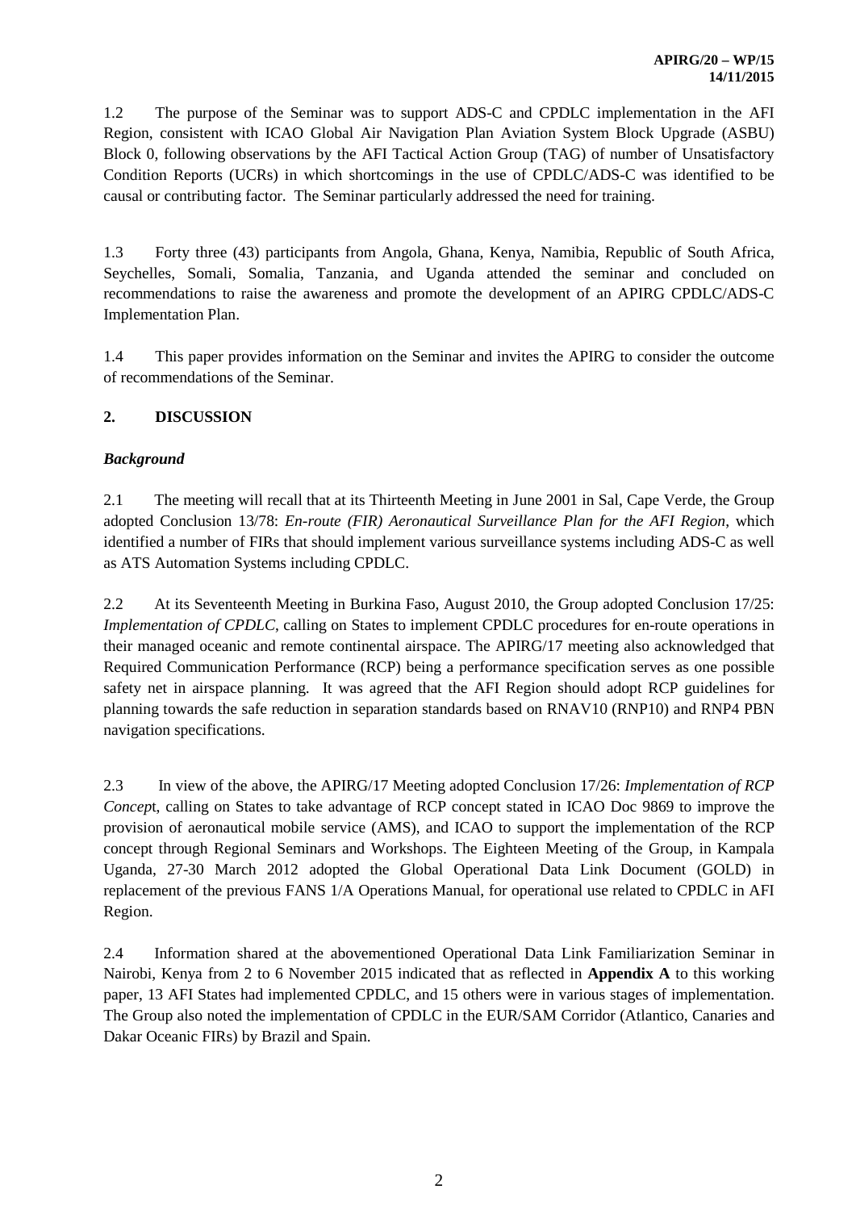1.2 The purpose of the Seminar was to support ADS-C and CPDLC implementation in the AFI Region, consistent with ICAO Global Air Navigation Plan Aviation System Block Upgrade (ASBU) Block 0, following observations by the AFI Tactical Action Group (TAG) of number of Unsatisfactory Condition Reports (UCRs) in which shortcomings in the use of CPDLC/ADS-C was identified to be causal or contributing factor. The Seminar particularly addressed the need for training.

1.3 Forty three (43) participants from Angola, Ghana, Kenya, Namibia, Republic of South Africa, Seychelles, Somali, Somalia, Tanzania, and Uganda attended the seminar and concluded on recommendations to raise the awareness and promote the development of an APIRG CPDLC/ADS-C Implementation Plan.

1.4 This paper provides information on the Seminar and invites the APIRG to consider the outcome of recommendations of the Seminar.

## 2. DISCUSSION

### *Background*

2.1 The meeting will recall that at its Thirteenth Meeting in June 2001 in Sal, Cape Verde, the Group adopted Conclusion 13/78: *En-route (FIR) Aeronautical Surveillance Plan for the AFI Region*, which identified a number of FIRs that should implement various surveillance systems including ADS-C as well as ATS Automation Systems including CPDLC.

2.2 At its Seventeenth Meeting in Burkina Faso, August 2010, the Group adopted Conclusion 17/25: *Implementation of CPDLC*, calling on States to implement CPDLC procedures for en-route operations in their managed oceanic and remote continental airspace. The APIRG/17 meeting also acknowledged that Required Communication Performance (RCP) being a performance specification serves as one possible safety net in airspace planning. It was agreed that the AFI Region should adopt RCP guidelines for planning towards the safe reduction in separation standards based on RNAV10 (RNP10) and RNP4 PBN navigation specifications.

2.3 In view of the above, the APIRG/17 Meeting adopted Conclusion 17/26: *Implementation of RCP Concep*t, calling on States to take advantage of RCP concept stated in ICAO Doc 9869 to improve the provision of aeronautical mobile service (AMS), and ICAO to support the implementation of the RCP concept through Regional Seminars and Workshops. The Eighteen Meeting of the Group, in Kampala Uganda, 27-30 March 2012 adopted the Global Operational Data Link Document (GOLD) in replacement of the previous FANS 1/A Operations Manual, for operational use related to CPDLC in AFI Region.

2.4 Information shared at the abovementioned Operational Data Link Familiarization Seminar in Nairobi, Kenya from 2 to 6 November 2015 indicated that as reflected in **Appendix A** to this working paper, 13 AFI States had implemented CPDLC, and 15 others were in various stages of implementation. The Group also noted the implementation of CPDLC in the EUR/SAM Corridor (Atlantico, Canaries and Dakar Oceanic FIRs) by Brazil and Spain.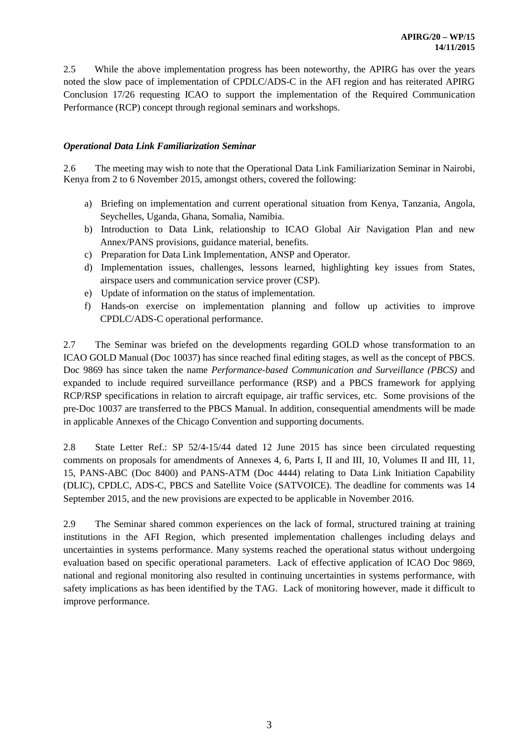2.5 While the above implementation progress has been noteworthy, the APIRG has over the years noted the slow pace of implementation of CPDLC/ADS-C in the AFI region and has reiterated APIRG Conclusion 17/26 requesting ICAO to support the implementation of the Required Communication Performance (RCP) concept through regional seminars and workshops.

***Operational Data Link Familiarization Seminar***

2.6 The meeting may wish to note that the Operational Data Link Familiarization Seminar in Nairobi, Kenya from 2 to 6 November 2015, amongst others, covered the following:

a) Briefing on implementation and current operational situation from Kenya, Tanzania, Angola, Seychelles, Uganda, Ghana, Somalia, Namibia.
b) Introduction to Data Link, relationship to ICAO Global Air Navigation Plan and new Annex/PANS provisions, guidance material, benefits.
c) Preparation for Data Link Implementation, ANSP and Operator.
d) Implementation issues, challenges, lessons learned, highlighting key issues from States, airspace users and communication service prover (CSP).
e) Update of information on the status of implementation.
f) Hands-on exercise on implementation planning and follow up activities to improve CPDLC/ADS-C operational performance.

2.7 The Seminar was briefed on the developments regarding GOLD whose transformation to an ICAO GOLD Manual (Doc 10037) has since reached final editing stages, as well as the concept of PBCS. Doc 9869 has since taken the name *Performance-based Communication and Surveillance (PBCS)* and expanded to include required surveillance performance (RSP) and a PBCS framework for applying RCP/RSP specifications in relation to aircraft equipage, air traffic services, etc. Some provisions of the pre-Doc 10037 are transferred to the PBCS Manual. In addition, consequential amendments will be made in applicable Annexes of the Chicago Convention and supporting documents.

2.8 State Letter Ref.: SP 52/4-15/44 dated 12 June 2015 has since been circulated requesting comments on proposals for amendments of Annexes 4, 6, Parts I, II and III, 10, Volumes II and III, 11, 15, PANS-ABC (Doc 8400) and PANS-ATM (Doc 4444) relating to Data Link Initiation Capability (DLIC), CPDLC, ADS-C, PBCS and Satellite Voice (SATVOICE). The deadline for comments was 14 September 2015, and the new provisions are expected to be applicable in November 2016.

2.9 The Seminar shared common experiences on the lack of formal, structured training at training institutions in the AFI Region, which presented implementation challenges including delays and uncertainties in systems performance. Many systems reached the operational status without undergoing evaluation based on specific operational parameters. Lack of effective application of ICAO Doc 9869, national and regional monitoring also resulted in continuing uncertainties in systems performance, with safety implications as has been identified by the TAG. Lack of monitoring however, made it difficult to improve performance.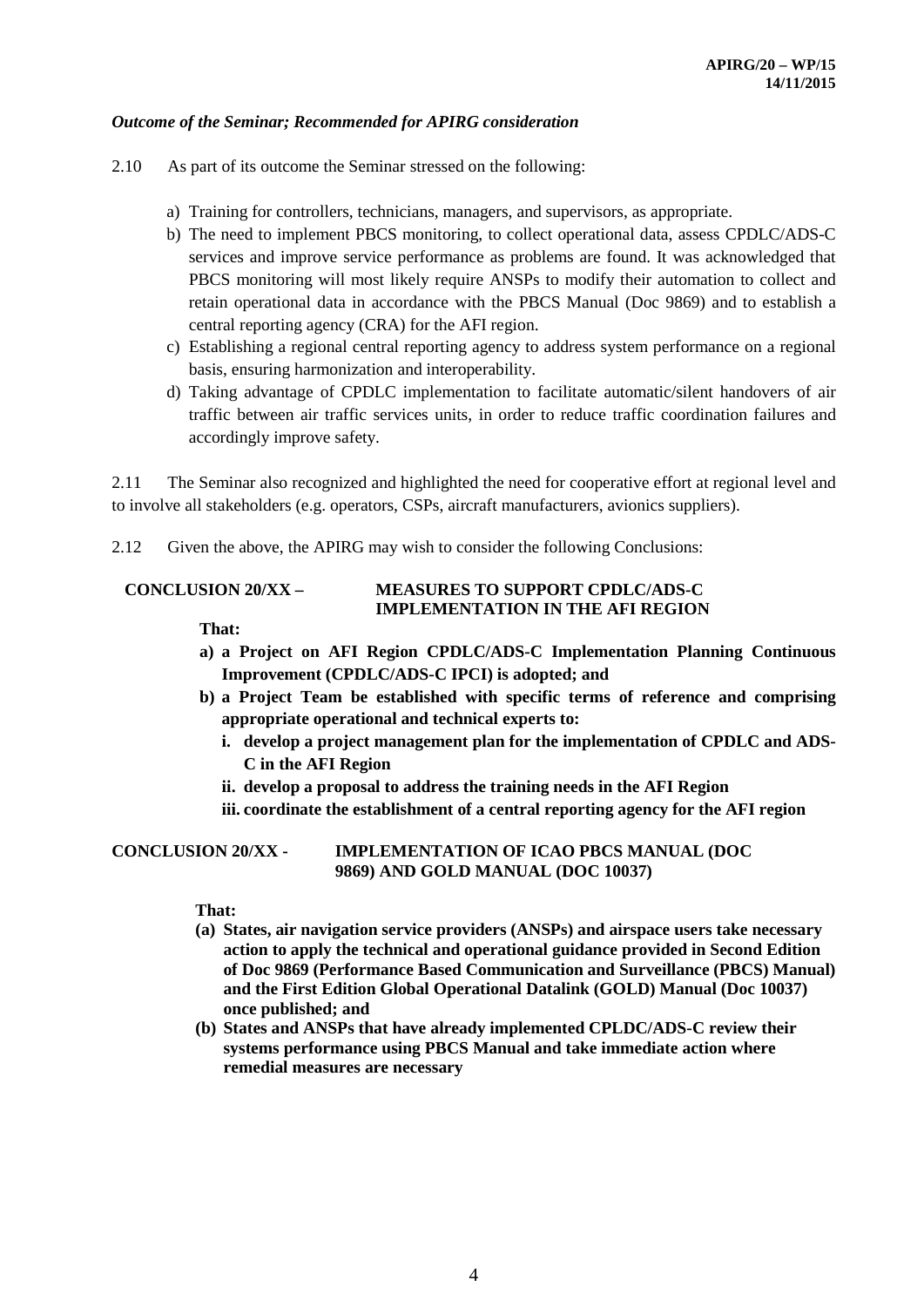*Outcome of the Seminar; Recommended for APIRG consideration*

2.10 As part of its outcome the Seminar stressed on the following:

a) Training for controllers, technicians, managers, and supervisors, as appropriate.
b) The need to implement PBCS monitoring, to collect operational data, assess CPDLC/ADS-C services and improve service performance as problems are found. It was acknowledged that PBCS monitoring will most likely require ANSPs to modify their automation to collect and retain operational data in accordance with the PBCS Manual (Doc 9869) and to establish a central reporting agency (CRA) for the AFI region.
c) Establishing a regional central reporting agency to address system performance on a regional basis, ensuring harmonization and interoperability.
d) Taking advantage of CPDLC implementation to facilitate automatic/silent handovers of air traffic between air traffic services units, in order to reduce traffic coordination failures and accordingly improve safety.

2.11 The Seminar also recognized and highlighted the need for cooperative effort at regional level and to involve all stakeholders (e.g. operators, CSPs, aircraft manufacturers, avionics suppliers).

2.12 Given the above, the APIRG may wish to consider the following Conclusions:

**CONCLUSION 20/XX – MEASURES TO SUPPORT CPDLC/ADS-C IMPLEMENTATION IN THE AFI REGION**

**That:**

**a) a Project on AFI Region CPDLC/ADS-C Implementation Planning Continuous Improvement (CPDLC/ADS-C IPCI) is adopted; and**

**b) a Project Team be established with specific terms of reference and comprising appropriate operational and technical experts to:**

**i. develop a project management plan for the implementation of CPDLC and ADS-C in the AFI Region**

**ii. develop a proposal to address the training needs in the AFI Region**

**iii. coordinate the establishment of a central reporting agency for the AFI region**

**CONCLUSION 20/XX - IMPLEMENTATION OF ICAO PBCS MANUAL (DOC 9869) AND GOLD MANUAL (DOC 10037)**

**That:**

**(a) States, air navigation service providers (ANSPs) and airspace users take necessary action to apply the technical and operational guidance provided in Second Edition of Doc 9869 (Performance Based Communication and Surveillance (PBCS) Manual) and the First Edition Global Operational Datalink (GOLD) Manual (Doc 10037) once published; and**

**(b) States and ANSPs that have already implemented CPLDC/ADS-C review their systems performance using PBCS Manual and take immediate action where remedial measures are necessary**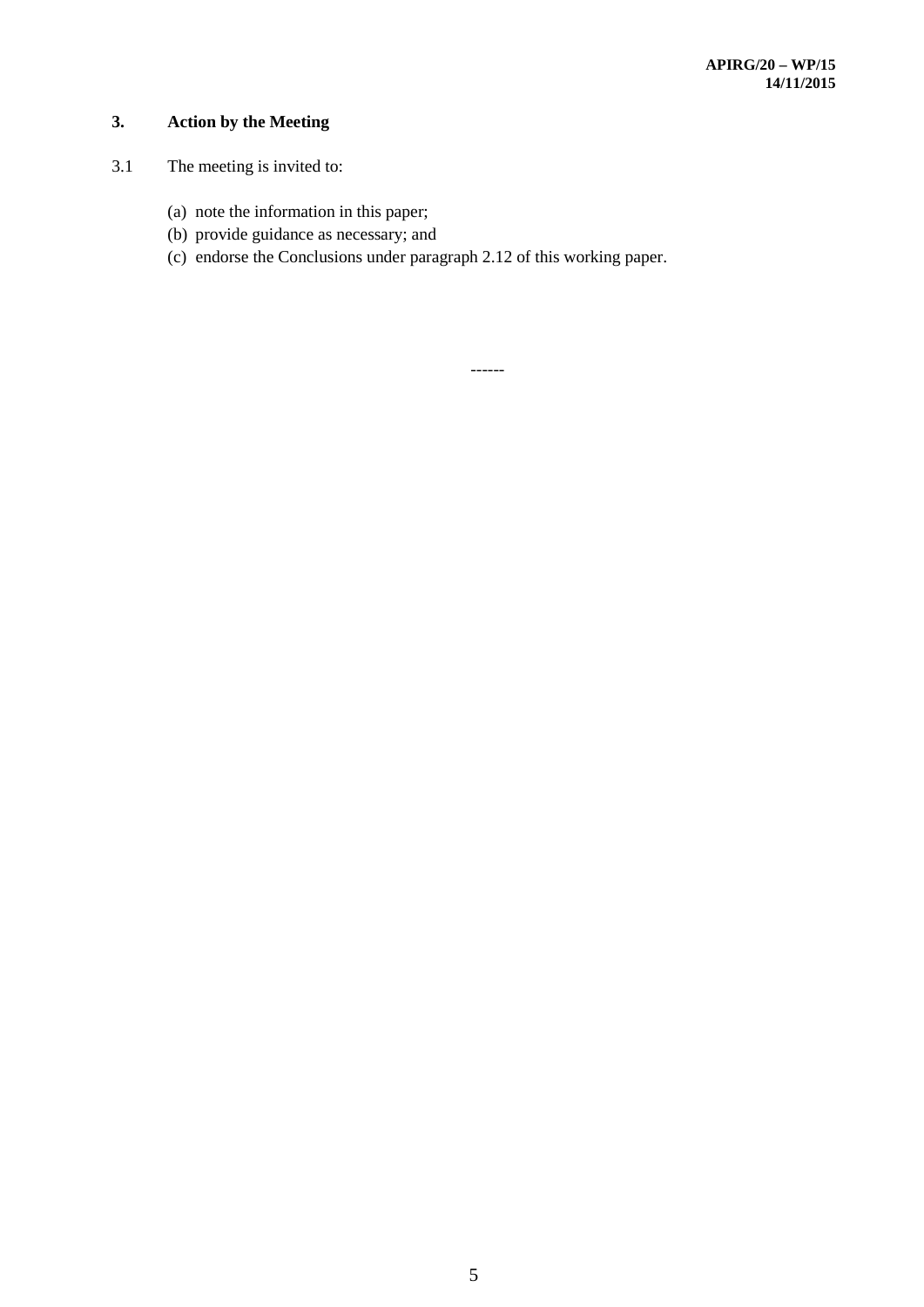## 3. Action by the Meeting

3.1 The meeting is invited to:

(a) note the information in this paper;
(b) provide guidance as necessary; and
(c) endorse the Conclusions under paragraph 2.12 of this working paper.

------